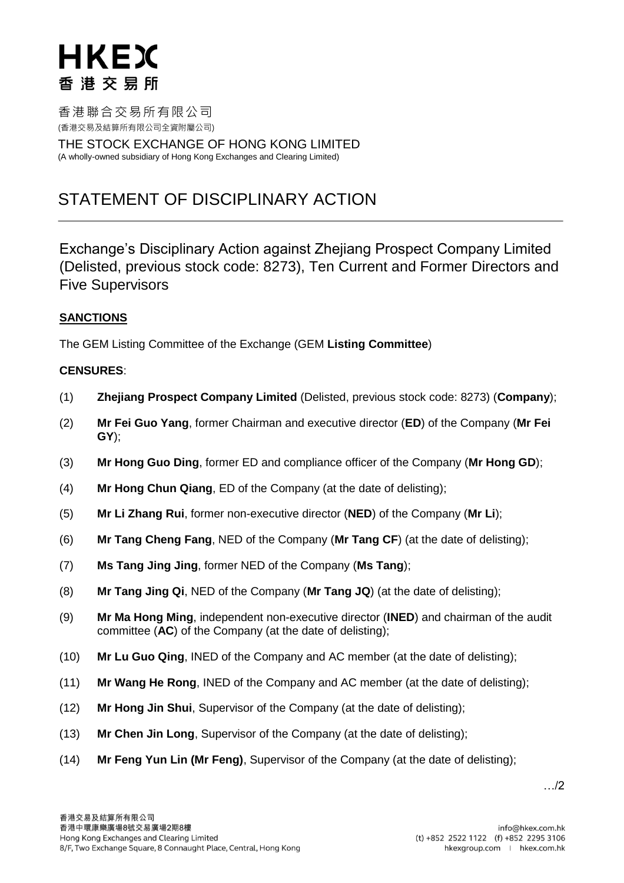# HKEX
香 港 交 易 所

香港聯合交易所有限公司
(香港交易及結算所有限公司全資附屬公司)

THE STOCK EXCHANGE OF HONG KONG LIMITED
(A wholly-owned subsidiary of Hong Kong Exchanges and Clearing Limited)

# STATEMENT OF DISCIPLINARY ACTION

## Exchange's Disciplinary Action against Zhejiang Prospect Company Limited (Delisted, previous stock code: 8273), Ten Current and Former Directors and Five Supervisors

**SANCTIONS**

The GEM Listing Committee of the Exchange (GEM **Listing Committee**)

**CENSURES**:

(1) **Zhejiang Prospect Company Limited** (Delisted, previous stock code: 8273) (**Company**);

(2) **Mr Fei Guo Yang**, former Chairman and executive director (**ED**) of the Company (**Mr Fei GY**);

(3) **Mr Hong Guo Ding**, former ED and compliance officer of the Company (**Mr Hong GD**);

(4) **Mr Hong Chun Qiang**, ED of the Company (at the date of delisting);

(5) **Mr Li Zhang Rui**, former non-executive director (**NED**) of the Company (**Mr Li**);

(6) **Mr Tang Cheng Fang**, NED of the Company (**Mr Tang CF**) (at the date of delisting);

(7) **Ms Tang Jing Jing**, former NED of the Company (**Ms Tang**);

(8) **Mr Tang Jing Qi**, NED of the Company (**Mr Tang JQ**) (at the date of delisting);

(9) **Mr Ma Hong Ming**, independent non-executive director (**INED**) and chairman of the audit committee (**AC**) of the Company (at the date of delisting);

(10) **Mr Lu Guo Qing**, INED of the Company and AC member (at the date of delisting);

(11) **Mr Wang He Rong**, INED of the Company and AC member (at the date of delisting);

(12) **Mr Hong Jin Shui**, Supervisor of the Company (at the date of delisting);

(13) **Mr Chen Jin Long**, Supervisor of the Company (at the date of delisting);

(14) **Mr Feng Yun Lin (Mr Feng)**, Supervisor of the Company (at the date of delisting);

…/2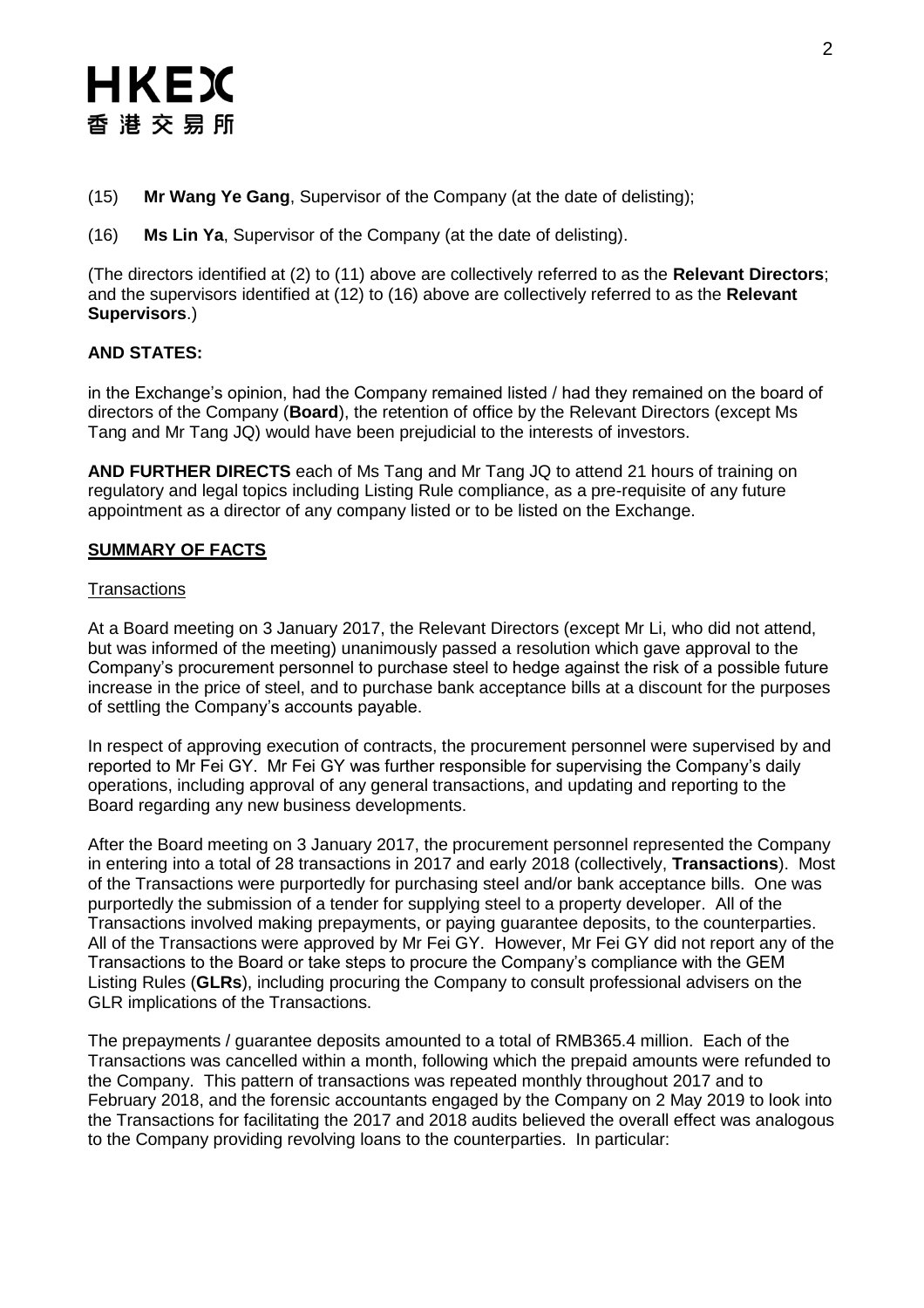(15) **Mr Wang Ye Gang**, Supervisor of the Company (at the date of delisting);

(16) **Ms Lin Ya**, Supervisor of the Company (at the date of delisting).

(The directors identified at (2) to (11) above are collectively referred to as the **Relevant Directors**; and the supervisors identified at (12) to (16) above are collectively referred to as the **Relevant Supervisors**.)

**AND STATES:**

in the Exchange's opinion, had the Company remained listed / had they remained on the board of directors of the Company (**Board**), the retention of office by the Relevant Directors (except Ms Tang and Mr Tang JQ) would have been prejudicial to the interests of investors.

**AND FURTHER DIRECTS** each of Ms Tang and Mr Tang JQ to attend 21 hours of training on regulatory and legal topics including Listing Rule compliance, as a pre-requisite of any future appointment as a director of any company listed or to be listed on the Exchange.

## SUMMARY OF FACTS

### Transactions

At a Board meeting on 3 January 2017, the Relevant Directors (except Mr Li, who did not attend, but was informed of the meeting) unanimously passed a resolution which gave approval to the Company's procurement personnel to purchase steel to hedge against the risk of a possible future increase in the price of steel, and to purchase bank acceptance bills at a discount for the purposes of settling the Company's accounts payable.

In respect of approving execution of contracts, the procurement personnel were supervised by and reported to Mr Fei GY. Mr Fei GY was further responsible for supervising the Company's daily operations, including approval of any general transactions, and updating and reporting to the Board regarding any new business developments.

After the Board meeting on 3 January 2017, the procurement personnel represented the Company in entering into a total of 28 transactions in 2017 and early 2018 (collectively, **Transactions**). Most of the Transactions were purportedly for purchasing steel and/or bank acceptance bills. One was purportedly the submission of a tender for supplying steel to a property developer. All of the Transactions involved making prepayments, or paying guarantee deposits, to the counterparties. All of the Transactions were approved by Mr Fei GY. However, Mr Fei GY did not report any of the Transactions to the Board or take steps to procure the Company's compliance with the GEM Listing Rules (**GLRs**), including procuring the Company to consult professional advisers on the GLR implications of the Transactions.

The prepayments / guarantee deposits amounted to a total of RMB365.4 million. Each of the Transactions was cancelled within a month, following which the prepaid amounts were refunded to the Company. This pattern of transactions was repeated monthly throughout 2017 and to February 2018, and the forensic accountants engaged by the Company on 2 May 2019 to look into the Transactions for facilitating the 2017 and 2018 audits believed the overall effect was analogous to the Company providing revolving loans to the counterparties. In particular: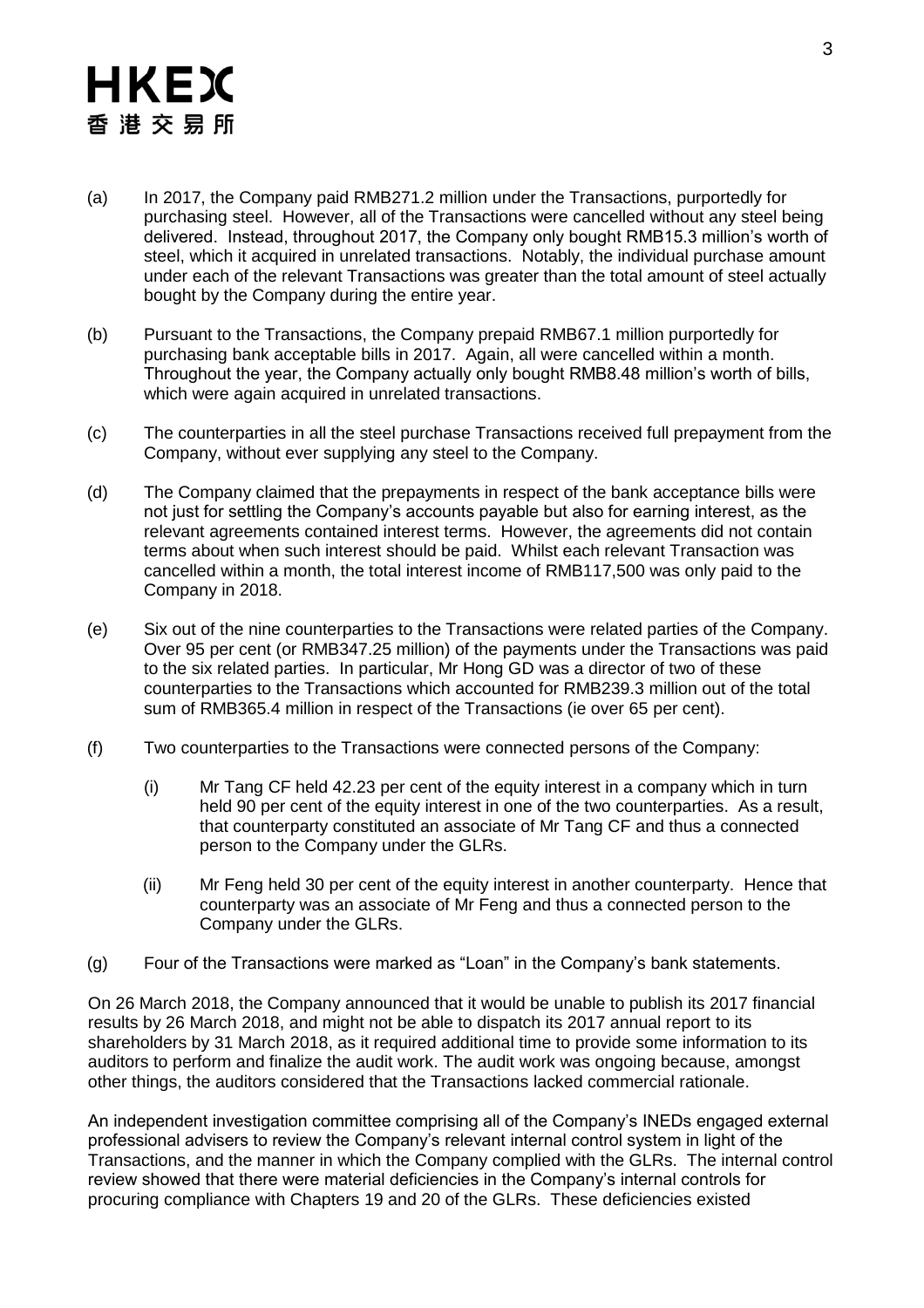(a) In 2017, the Company paid RMB271.2 million under the Transactions, purportedly for purchasing steel. However, all of the Transactions were cancelled without any steel being delivered. Instead, throughout 2017, the Company only bought RMB15.3 million's worth of steel, which it acquired in unrelated transactions. Notably, the individual purchase amount under each of the relevant Transactions was greater than the total amount of steel actually bought by the Company during the entire year.

(b) Pursuant to the Transactions, the Company prepaid RMB67.1 million purportedly for purchasing bank acceptable bills in 2017. Again, all were cancelled within a month. Throughout the year, the Company actually only bought RMB8.48 million's worth of bills, which were again acquired in unrelated transactions.

(c) The counterparties in all the steel purchase Transactions received full prepayment from the Company, without ever supplying any steel to the Company.

(d) The Company claimed that the prepayments in respect of the bank acceptance bills were not just for settling the Company's accounts payable but also for earning interest, as the relevant agreements contained interest terms. However, the agreements did not contain terms about when such interest should be paid. Whilst each relevant Transaction was cancelled within a month, the total interest income of RMB117,500 was only paid to the Company in 2018.

(e) Six out of the nine counterparties to the Transactions were related parties of the Company. Over 95 per cent (or RMB347.25 million) of the payments under the Transactions was paid to the six related parties. In particular, Mr Hong GD was a director of two of these counterparties to the Transactions which accounted for RMB239.3 million out of the total sum of RMB365.4 million in respect of the Transactions (ie over 65 per cent).

(f) Two counterparties to the Transactions were connected persons of the Company:

    (i) Mr Tang CF held 42.23 per cent of the equity interest in a company which in turn held 90 per cent of the equity interest in one of the two counterparties. As a result, that counterparty constituted an associate of Mr Tang CF and thus a connected person to the Company under the GLRs.

    (ii) Mr Feng held 30 per cent of the equity interest in another counterparty. Hence that counterparty was an associate of Mr Feng and thus a connected person to the Company under the GLRs.

(g) Four of the Transactions were marked as "Loan" in the Company's bank statements.

On 26 March 2018, the Company announced that it would be unable to publish its 2017 financial results by 26 March 2018, and might not be able to dispatch its 2017 annual report to its shareholders by 31 March 2018, as it required additional time to provide some information to its auditors to perform and finalize the audit work. The audit work was ongoing because, amongst other things, the auditors considered that the Transactions lacked commercial rationale.

An independent investigation committee comprising all of the Company's INEDs engaged external professional advisers to review the Company's relevant internal control system in light of the Transactions, and the manner in which the Company complied with the GLRs. The internal control review showed that there were material deficiencies in the Company's internal controls for procuring compliance with Chapters 19 and 20 of the GLRs. These deficiencies existed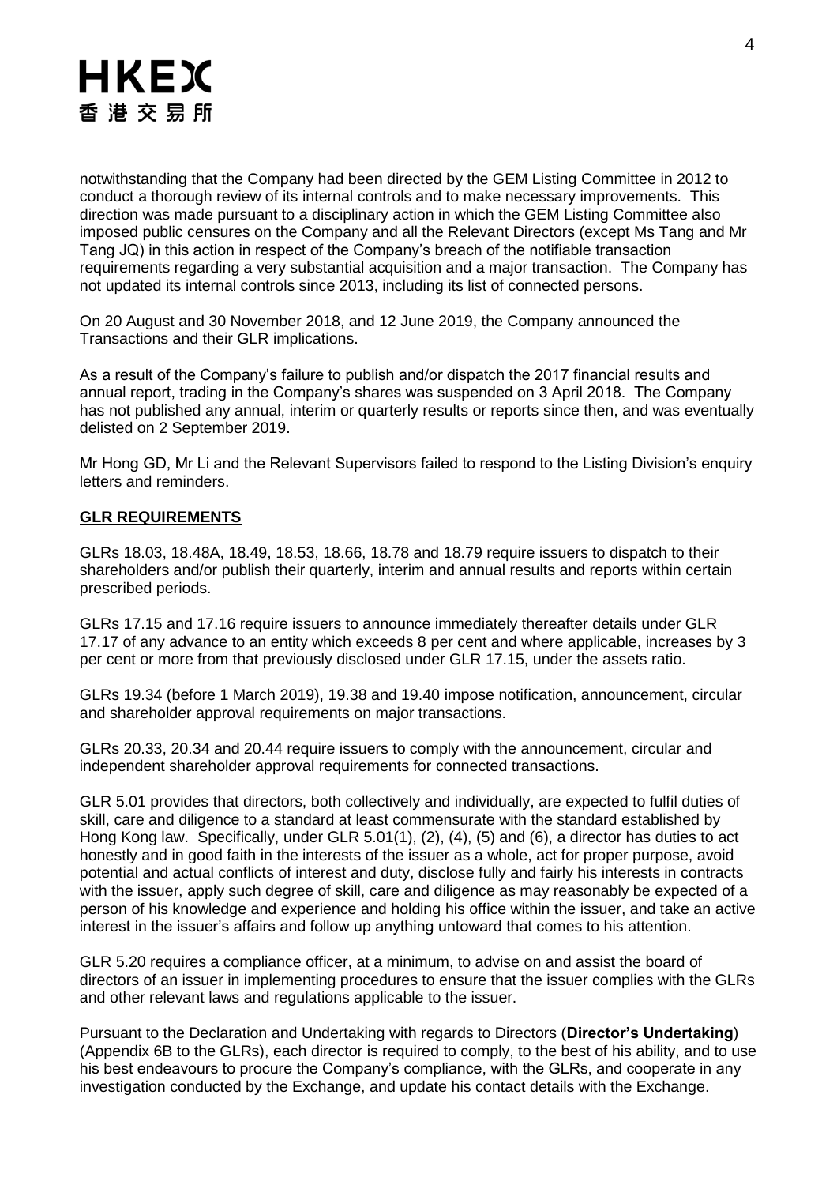notwithstanding that the Company had been directed by the GEM Listing Committee in 2012 to conduct a thorough review of its internal controls and to make necessary improvements. This direction was made pursuant to a disciplinary action in which the GEM Listing Committee also imposed public censures on the Company and all the Relevant Directors (except Ms Tang and Mr Tang JQ) in this action in respect of the Company's breach of the notifiable transaction requirements regarding a very substantial acquisition and a major transaction. The Company has not updated its internal controls since 2013, including its list of connected persons.

On 20 August and 30 November 2018, and 12 June 2019, the Company announced the Transactions and their GLR implications.

As a result of the Company's failure to publish and/or dispatch the 2017 financial results and annual report, trading in the Company's shares was suspended on 3 April 2018. The Company has not published any annual, interim or quarterly results or reports since then, and was eventually delisted on 2 September 2019.

Mr Hong GD, Mr Li and the Relevant Supervisors failed to respond to the Listing Division's enquiry letters and reminders.

## GLR REQUIREMENTS

GLRs 18.03, 18.48A, 18.49, 18.53, 18.66, 18.78 and 18.79 require issuers to dispatch to their shareholders and/or publish their quarterly, interim and annual results and reports within certain prescribed periods.

GLRs 17.15 and 17.16 require issuers to announce immediately thereafter details under GLR 17.17 of any advance to an entity which exceeds 8 per cent and where applicable, increases by 3 per cent or more from that previously disclosed under GLR 17.15, under the assets ratio.

GLRs 19.34 (before 1 March 2019), 19.38 and 19.40 impose notification, announcement, circular and shareholder approval requirements on major transactions.

GLRs 20.33, 20.34 and 20.44 require issuers to comply with the announcement, circular and independent shareholder approval requirements for connected transactions.

GLR 5.01 provides that directors, both collectively and individually, are expected to fulfil duties of skill, care and diligence to a standard at least commensurate with the standard established by Hong Kong law. Specifically, under GLR 5.01(1), (2), (4), (5) and (6), a director has duties to act honestly and in good faith in the interests of the issuer as a whole, act for proper purpose, avoid potential and actual conflicts of interest and duty, disclose fully and fairly his interests in contracts with the issuer, apply such degree of skill, care and diligence as may reasonably be expected of a person of his knowledge and experience and holding his office within the issuer, and take an active interest in the issuer's affairs and follow up anything untoward that comes to his attention.

GLR 5.20 requires a compliance officer, at a minimum, to advise on and assist the board of directors of an issuer in implementing procedures to ensure that the issuer complies with the GLRs and other relevant laws and regulations applicable to the issuer.

Pursuant to the Declaration and Undertaking with regards to Directors (**Director's Undertaking**) (Appendix 6B to the GLRs), each director is required to comply, to the best of his ability, and to use his best endeavours to procure the Company's compliance, with the GLRs, and cooperate in any investigation conducted by the Exchange, and update his contact details with the Exchange.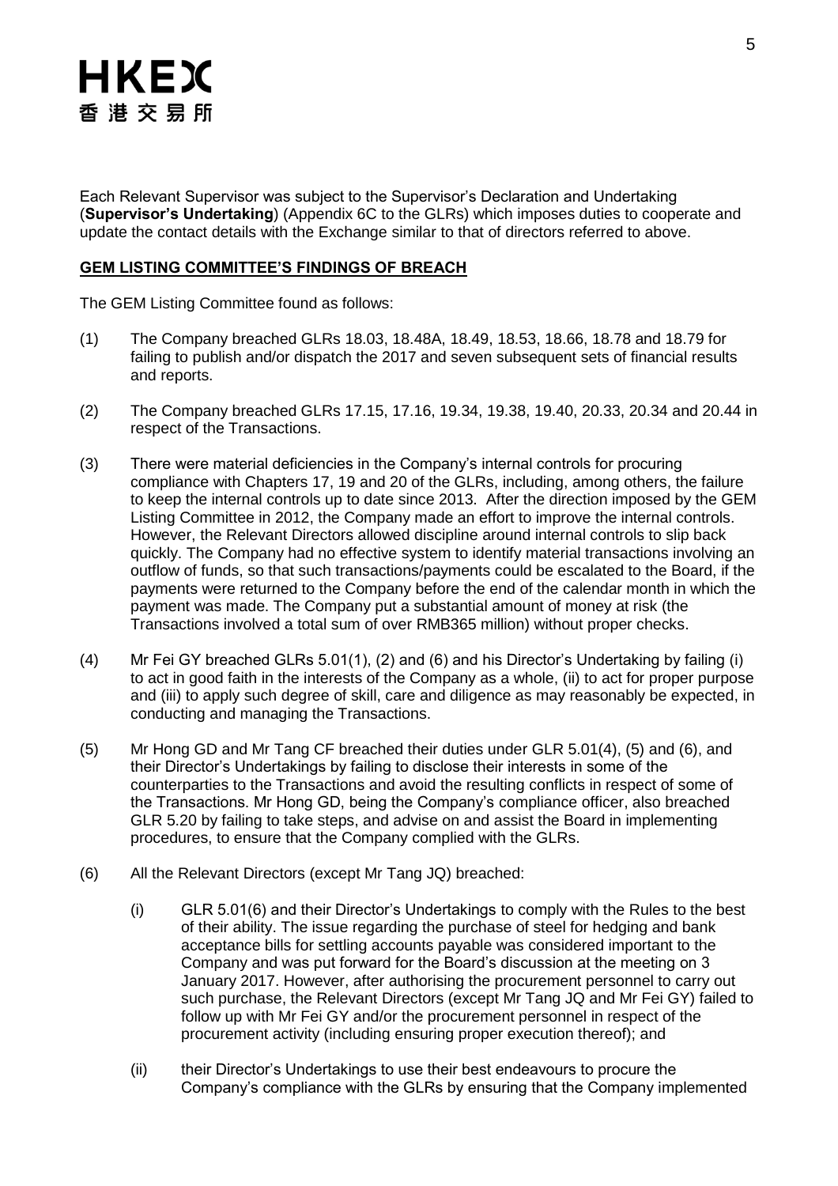Each Relevant Supervisor was subject to the Supervisor's Declaration and Undertaking (**Supervisor's Undertaking**) (Appendix 6C to the GLRs) which imposes duties to cooperate and update the contact details with the Exchange similar to that of directors referred to above.

## GEM LISTING COMMITTEE'S FINDINGS OF BREACH

The GEM Listing Committee found as follows:

(1) The Company breached GLRs 18.03, 18.48A, 18.49, 18.53, 18.66, 18.78 and 18.79 for failing to publish and/or dispatch the 2017 and seven subsequent sets of financial results and reports.

(2) The Company breached GLRs 17.15, 17.16, 19.34, 19.38, 19.40, 20.33, 20.34 and 20.44 in respect of the Transactions.

(3) There were material deficiencies in the Company's internal controls for procuring compliance with Chapters 17, 19 and 20 of the GLRs, including, among others, the failure to keep the internal controls up to date since 2013. After the direction imposed by the GEM Listing Committee in 2012, the Company made an effort to improve the internal controls. However, the Relevant Directors allowed discipline around internal controls to slip back quickly. The Company had no effective system to identify material transactions involving an outflow of funds, so that such transactions/payments could be escalated to the Board, if the payments were returned to the Company before the end of the calendar month in which the payment was made. The Company put a substantial amount of money at risk (the Transactions involved a total sum of over RMB365 million) without proper checks.

(4) Mr Fei GY breached GLRs 5.01(1), (2) and (6) and his Director's Undertaking by failing (i) to act in good faith in the interests of the Company as a whole, (ii) to act for proper purpose and (iii) to apply such degree of skill, care and diligence as may reasonably be expected, in conducting and managing the Transactions.

(5) Mr Hong GD and Mr Tang CF breached their duties under GLR 5.01(4), (5) and (6), and their Director's Undertakings by failing to disclose their interests in some of the counterparties to the Transactions and avoid the resulting conflicts in respect of some of the Transactions. Mr Hong GD, being the Company's compliance officer, also breached GLR 5.20 by failing to take steps, and advise on and assist the Board in implementing procedures, to ensure that the Company complied with the GLRs.

(6) All the Relevant Directors (except Mr Tang JQ) breached:

   (i) GLR 5.01(6) and their Director's Undertakings to comply with the Rules to the best of their ability. The issue regarding the purchase of steel for hedging and bank acceptance bills for settling accounts payable was considered important to the Company and was put forward for the Board's discussion at the meeting on 3 January 2017. However, after authorising the procurement personnel to carry out such purchase, the Relevant Directors (except Mr Tang JQ and Mr Fei GY) failed to follow up with Mr Fei GY and/or the procurement personnel in respect of the procurement activity (including ensuring proper execution thereof); and

   (ii) their Director's Undertakings to use their best endeavours to procure the Company's compliance with the GLRs by ensuring that the Company implemented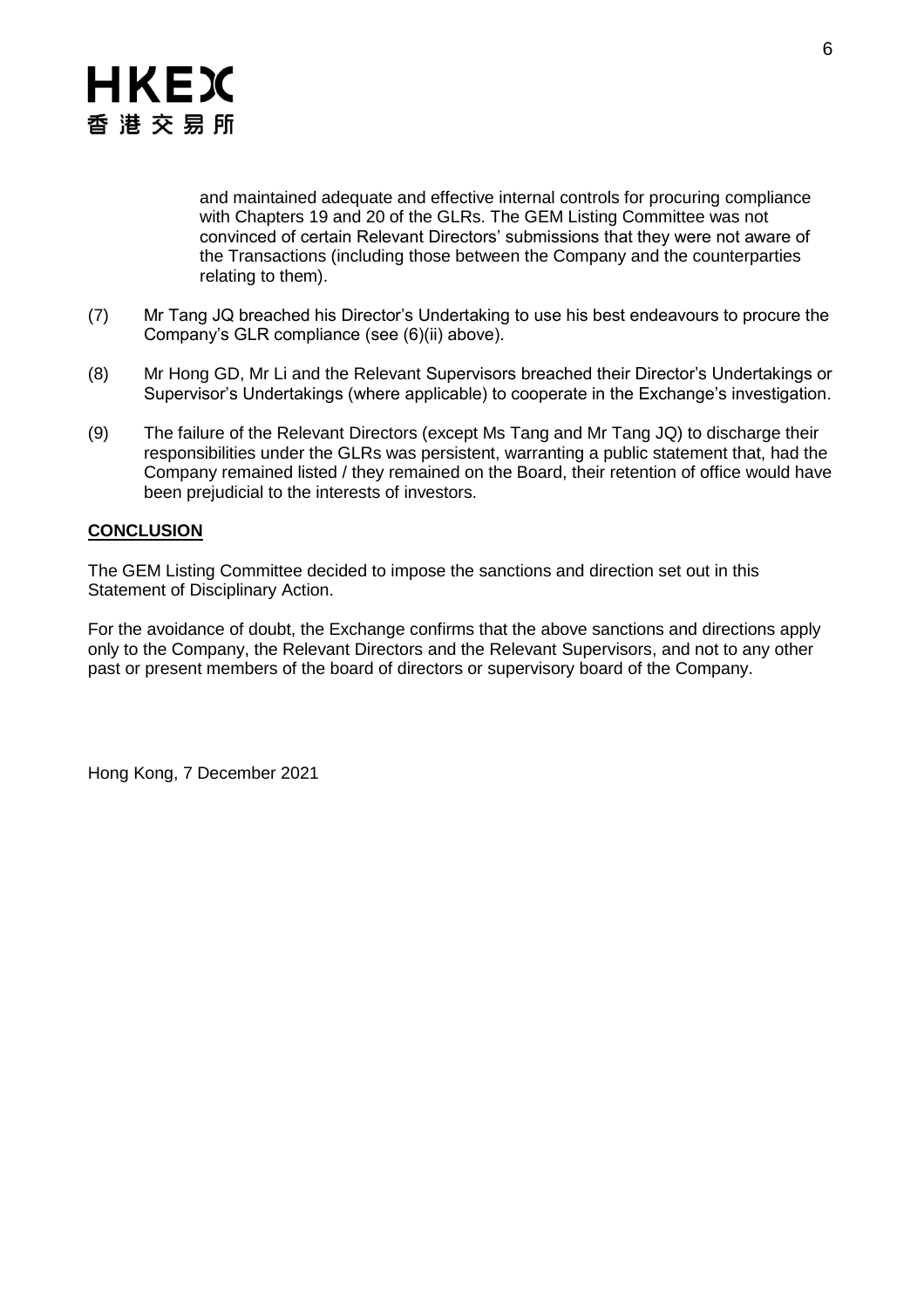and maintained adequate and effective internal controls for procuring compliance with Chapters 19 and 20 of the GLRs. The GEM Listing Committee was not convinced of certain Relevant Directors' submissions that they were not aware of the Transactions (including those between the Company and the counterparties relating to them).

(7) Mr Tang JQ breached his Director's Undertaking to use his best endeavours to procure the Company's GLR compliance (see (6)(ii) above).

(8) Mr Hong GD, Mr Li and the Relevant Supervisors breached their Director's Undertakings or Supervisor's Undertakings (where applicable) to cooperate in the Exchange's investigation.

(9) The failure of the Relevant Directors (except Ms Tang and Mr Tang JQ) to discharge their responsibilities under the GLRs was persistent, warranting a public statement that, had the Company remained listed / they remained on the Board, their retention of office would have been prejudicial to the interests of investors.

## **CONCLUSION**

The GEM Listing Committee decided to impose the sanctions and direction set out in this Statement of Disciplinary Action.

For the avoidance of doubt, the Exchange confirms that the above sanctions and directions apply only to the Company, the Relevant Directors and the Relevant Supervisors, and not to any other past or present members of the board of directors or supervisory board of the Company.

Hong Kong, 7 December 2021